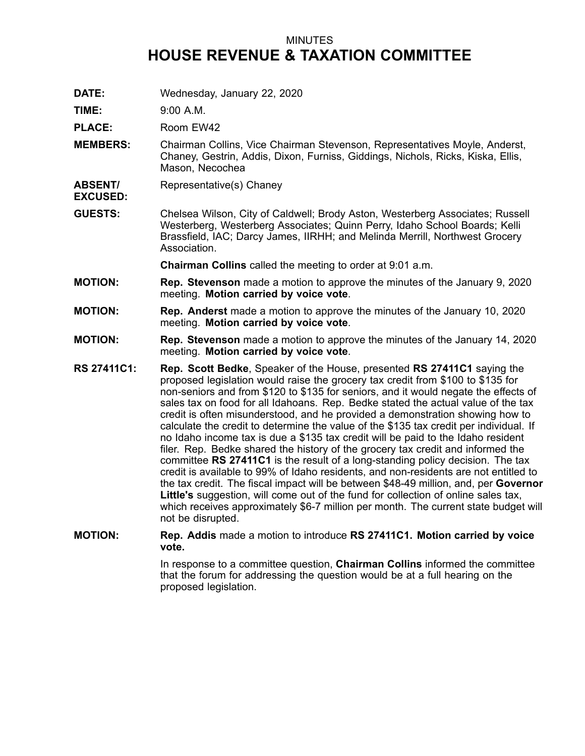MINUTES

# HOUSE REVENUE & TAXATION COMMITTEE

**DATE:** Wednesday, January 22, 2020

**TIME:** 9:00 A.M.

**PLACE:** Room EW42

**MEMBERS:** Chairman Collins, Vice Chairman Stevenson, Representatives Moyle, Anderst, Chaney, Gestrin, Addis, Dixon, Furniss, Giddings, Nichols, Ricks, Kiska, Ellis, Mason, Necochea

**ABSENT/ EXCUSED:** Representative(s) Chaney

**GUESTS:** Chelsea Wilson, City of Caldwell; Brody Aston, Westerberg Associates; Russell Westerberg, Westerberg Associates; Quinn Perry, Idaho School Boards; Kelli Brassfield, IAC; Darcy James, IIRHH; and Melinda Merrill, Northwest Grocery Association.

**Chairman Collins** called the meeting to order at 9:01 a.m.

**MOTION:** **Rep. Stevenson** made a motion to approve the minutes of the January 9, 2020 meeting. **Motion carried by voice vote**.

**MOTION:** **Rep. Anderst** made a motion to approve the minutes of the January 10, 2020 meeting. **Motion carried by voice vote**.

**MOTION:** **Rep. Stevenson** made a motion to approve the minutes of the January 14, 2020 meeting. **Motion carried by voice vote**.

**RS 27411C1:** **Rep. Scott Bedke**, Speaker of the House, presented **RS 27411C1** saying the proposed legislation would raise the grocery tax credit from $100 to $135 for non-seniors and from $120 to $135 for seniors, and it would negate the effects of sales tax on food for all Idahoans. Rep. Bedke stated the actual value of the tax credit is often misunderstood, and he provided a demonstration showing how to calculate the credit to determine the value of the $135 tax credit per individual. If no Idaho income tax is due a $135 tax credit will be paid to the Idaho resident filer. Rep. Bedke shared the history of the grocery tax credit and informed the committee **RS 27411C1** is the result of a long-standing policy decision. The tax credit is available to 99% of Idaho residents, and non-residents are not entitled to the tax credit. The fiscal impact will be between $48-49 million, and, per **Governor Little's** suggestion, will come out of the fund for collection of online sales tax, which receives approximately $6-7 million per month. The current state budget will not be disrupted.

**MOTION:** **Rep. Addis** made a motion to introduce **RS 27411C1. Motion carried by voice vote.**

In response to a committee question, **Chairman Collins** informed the committee that the forum for addressing the question would be at a full hearing on the proposed legislation.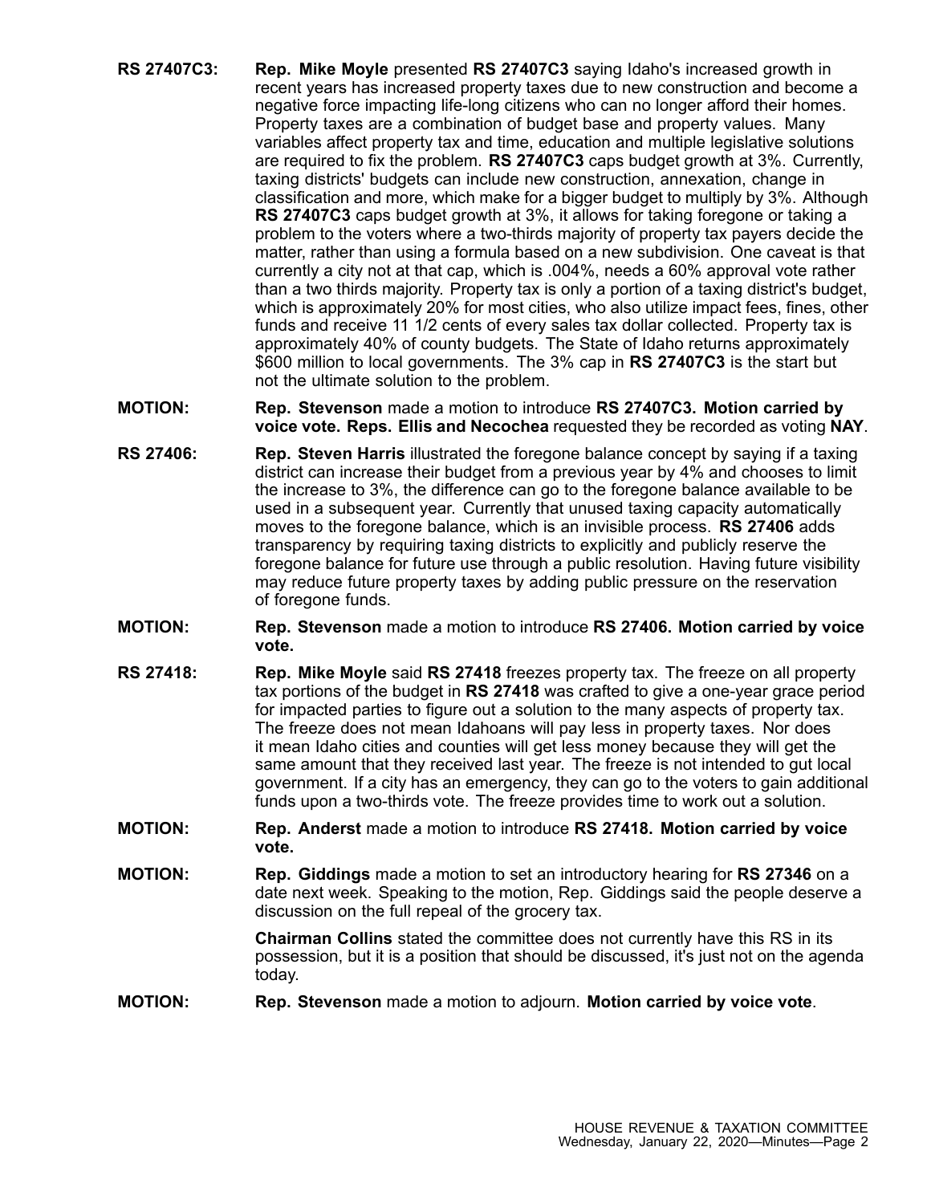**RS 27407C3:** **Rep. Mike Moyle** presented **RS 27407C3** saying Idaho's increased growth in recent years has increased property taxes due to new construction and become a negative force impacting life-long citizens who can no longer afford their homes. Property taxes are a combination of budget base and property values. Many variables affect property tax and time, education and multiple legislative solutions are required to fix the problem. **RS 27407C3** caps budget growth at 3%. Currently, taxing districts' budgets can include new construction, annexation, change in classification and more, which make for a bigger budget to multiply by 3%. Although **RS 27407C3** caps budget growth at 3%, it allows for taking foregone or taking a problem to the voters where a two-thirds majority of property tax payers decide the matter, rather than using a formula based on a new subdivision. One caveat is that currently a city not at that cap, which is .004%, needs a 60% approval vote rather than a two thirds majority. Property tax is only a portion of a taxing district's budget, which is approximately 20% for most cities, who also utilize impact fees, fines, other funds and receive 11 1/2 cents of every sales tax dollar collected. Property tax is approximately 40% of county budgets. The State of Idaho returns approximately $600 million to local governments. The 3% cap in **RS 27407C3** is the start but not the ultimate solution to the problem.

**MOTION:** **Rep. Stevenson** made a motion to introduce **RS 27407C3. Motion carried by voice vote. Reps. Ellis and Necochea** requested they be recorded as voting **NAY**.

**RS 27406:** **Rep. Steven Harris** illustrated the foregone balance concept by saying if a taxing district can increase their budget from a previous year by 4% and chooses to limit the increase to 3%, the difference can go to the foregone balance available to be used in a subsequent year. Currently that unused taxing capacity automatically moves to the foregone balance, which is an invisible process. **RS 27406** adds transparency by requiring taxing districts to explicitly and publicly reserve the foregone balance for future use through a public resolution. Having future visibility may reduce future property taxes by adding public pressure on the reservation of foregone funds.

**MOTION:** **Rep. Stevenson** made a motion to introduce **RS 27406. Motion carried by voice vote.**

**RS 27418:** **Rep. Mike Moyle** said **RS 27418** freezes property tax. The freeze on all property tax portions of the budget in **RS 27418** was crafted to give a one-year grace period for impacted parties to figure out a solution to the many aspects of property tax. The freeze does not mean Idahoans will pay less in property taxes. Nor does it mean Idaho cities and counties will get less money because they will get the same amount that they received last year. The freeze is not intended to gut local government. If a city has an emergency, they can go to the voters to gain additional funds upon a two-thirds vote. The freeze provides time to work out a solution.

**MOTION:** **Rep. Anderst** made a motion to introduce **RS 27418. Motion carried by voice vote.**

**MOTION:** **Rep. Giddings** made a motion to set an introductory hearing for **RS 27346** on a date next week. Speaking to the motion, Rep. Giddings said the people deserve a discussion on the full repeal of the grocery tax.

**Chairman Collins** stated the committee does not currently have this RS in its possession, but it is a position that should be discussed, it's just not on the agenda today.

**MOTION:** **Rep. Stevenson** made a motion to adjourn. **Motion carried by voice vote**.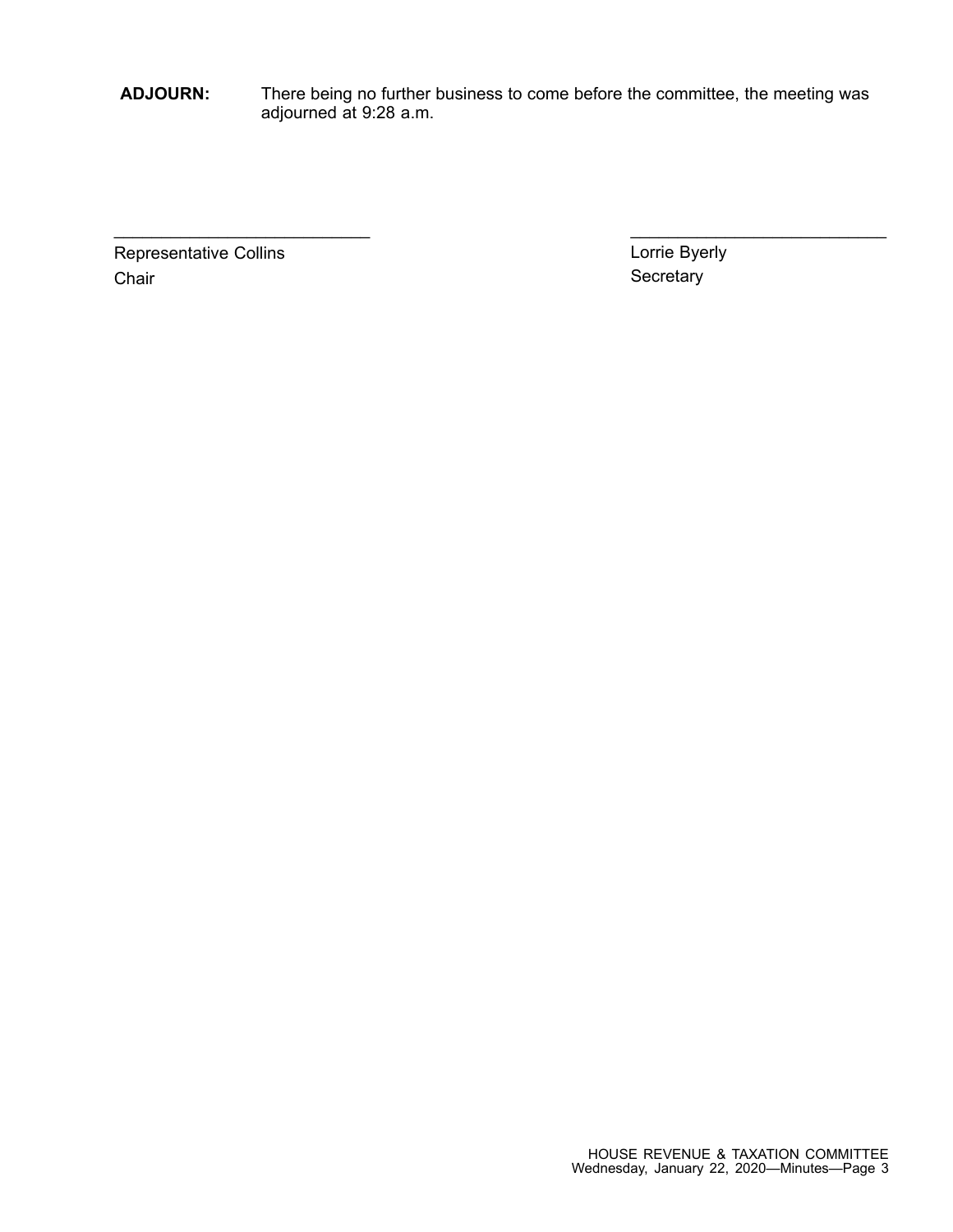**ADJOURN:** There being no further business to come before the committee, the meeting was adjourned at 9:28 a.m.

| | |
|---|---|
| ___________________________ | ___________________________ |
| Representative Collins | Lorrie Byerly |
| Chair | Secretary |